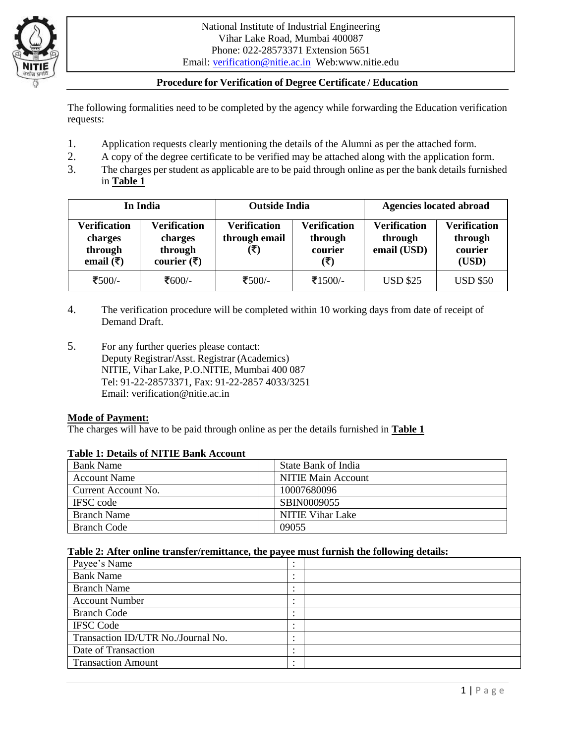National Institute of Industrial Engineering
Vihar Lake Road, Mumbai 400087
Phone: 022-28573371 Extension 5651
Email: verification@nitie.ac.in Web:www.nitie.edu

## Procedure for Verification of Degree Certificate / Education

The following formalities need to be completed by the agency while forwarding the Education verification requests:

1. Application requests clearly mentioning the details of the Alumni as per the attached form.
2. A copy of the degree certificate to be verified may be attached along with the application form.
3. The charges per student as applicable are to be paid through online as per the bank details furnished in **Table 1**

| In India | | Outside India | | Agencies located abroad | |
|---|---|---|---|---|---|
| **Verification charges through email (₹)** | **Verification charges through courier (₹)** | **Verification through email (₹)** | **Verification through courier (₹)** | **Verification through email (USD)** | **Verification through courier (USD)** |
| ₹500/- | ₹600/- | ₹500/- | ₹1500/- | USD $25 | USD $50 |

4. The verification procedure will be completed within 10 working days from date of receipt of Demand Draft.

5. For any further queries please contact:
   Deputy Registrar/Asst. Registrar (Academics)
   NITIE, Vihar Lake, P.O.NITIE, Mumbai 400 087
   Tel: 91-22-28573371, Fax: 91-22-2857 4033/3251
   Email: verification@nitie.ac.in

**Mode of Payment:**

The charges will have to be paid through online as per the details furnished in **Table 1**

**Table 1: Details of NITIE Bank Account**

| | | |
|---|---|---|
| Bank Name | | State Bank of India |
| Account Name | | NITIE Main Account |
| Current Account No. | | 10007680096 |
| IFSC code | | SBIN0009055 |
| Branch Name | | NITIE Vihar Lake |
| Branch Code | | 09055 |

**Table 2: After online transfer/remittance, the payee must furnish the following details:**

| | | |
|---|---|---|
| Payee's Name | : | |
| Bank Name | : | |
| Branch Name | : | |
| Account Number | : | |
| Branch Code | : | |
| IFSC Code | : | |
| Transaction ID/UTR No./Journal No. | : | |
| Date of Transaction | : | |
| Transaction Amount | : | |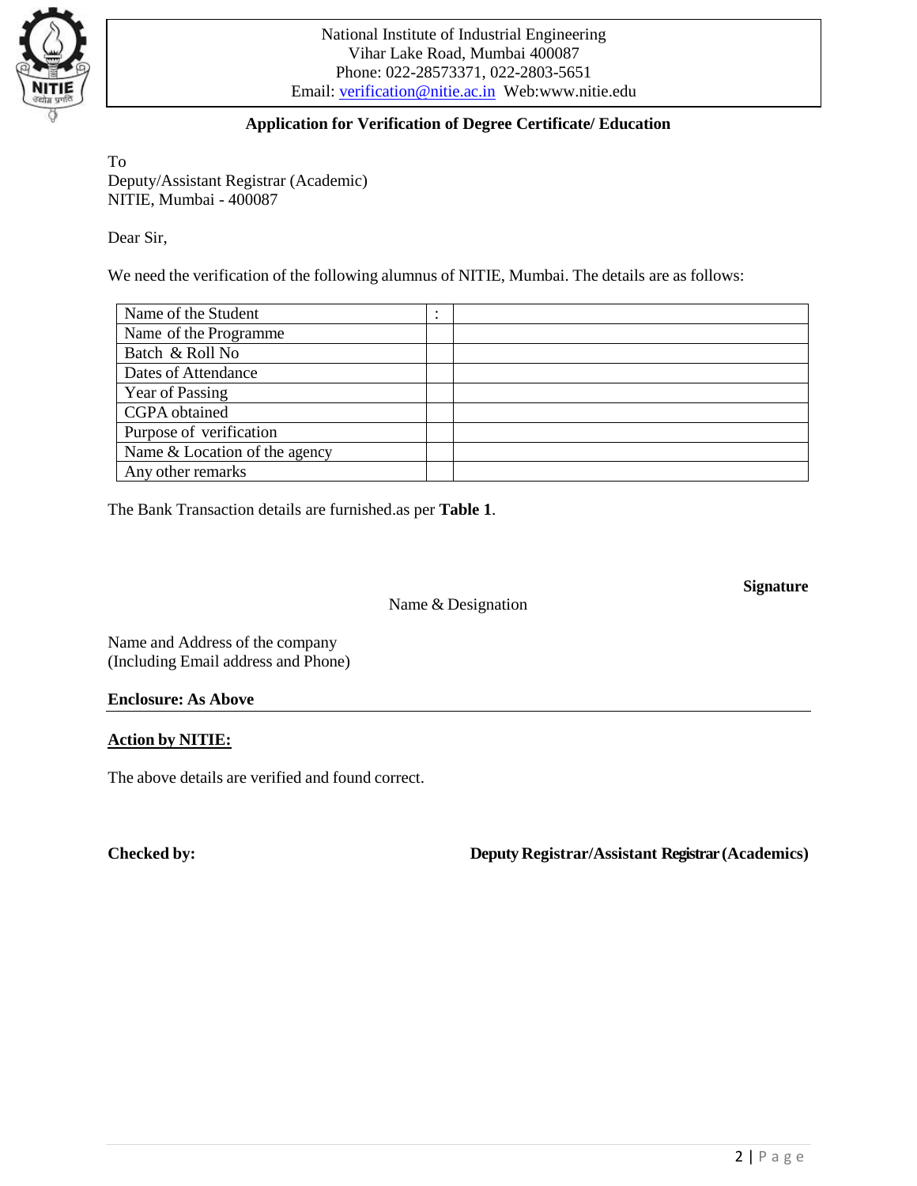National Institute of Industrial Engineering
Vihar Lake Road, Mumbai 400087
Phone: 022-28573371, 022-2803-5651
Email: verification@nitie.ac.in Web:www.nitie.edu

**Application for Verification of Degree Certificate/ Education**

To
Deputy/Assistant Registrar (Academic)
NITIE, Mumbai - 400087

Dear Sir,

We need the verification of the following alumnus of NITIE, Mumbai. The details are as follows:

| | | |
|---|---|---|
| Name of the Student | : | |
| Name of the Programme | | |
| Batch & Roll No | | |
| Dates of Attendance | | |
| Year of Passing | | |
| CGPA obtained | | |
| Purpose of verification | | |
| Name & Location of the agency | | |
| Any other remarks | | |

The Bank Transaction details are furnished.as per **Table 1**.

**Signature**

Name & Designation

Name and Address of the company
(Including Email address and Phone)

**Enclosure: As Above**

**Action by NITIE:**

The above details are verified and found correct.

**Checked by:** **Deputy Registrar/Assistant Registrar (Academics)**